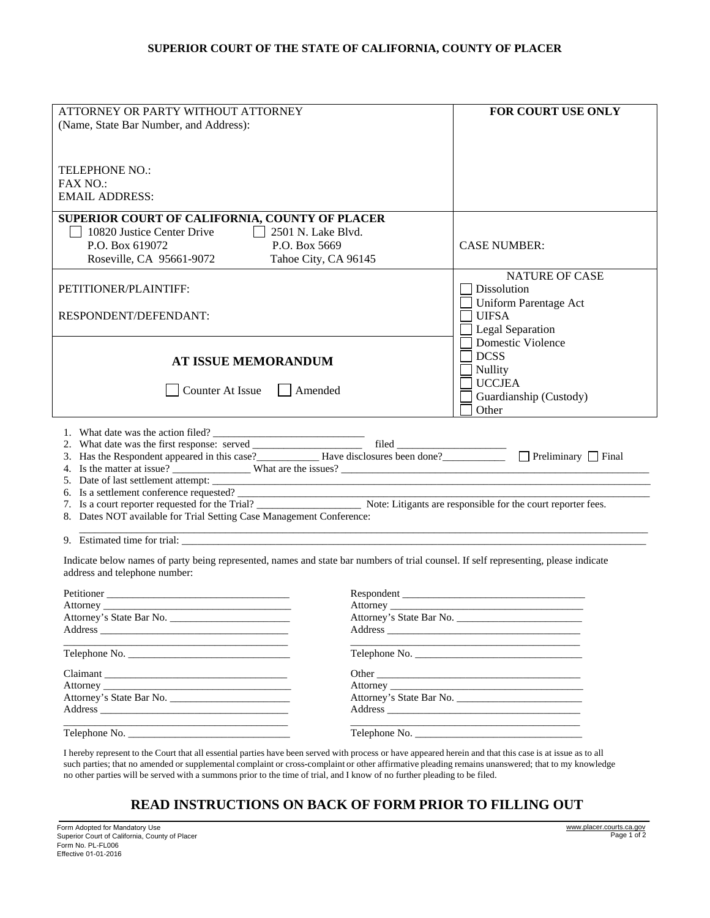# SUPERIOR COURT OF THE STATE OF CALIFORNIA, COUNTY OF PLACER

| ATTORNEY OR PARTY WITHOUT ATTORNEY (Name, State Bar Number, and Address):<br><br>TELEPHONE NO.:<br>FAX NO.:<br>EMAIL ADDRESS: | **FOR COURT USE ONLY** |
|---|---|
| **SUPERIOR COURT OF CALIFORNIA, COUNTY OF PLACER**<br>☐ 10820 Justice Center Drive, P.O. Box 619072, Roseville, CA 95661-9072<br>☐ 2501 N. Lake Blvd., P.O. Box 5669, Tahoe City, CA 96145 | CASE NUMBER: |
| PETITIONER/PLAINTIFF:<br><br>RESPONDENT/DEFENDANT: | NATURE OF CASE<br>☐ Dissolution<br>☐ Uniform Parentage Act<br>☐ UIFSA<br>☐ Legal Separation<br>☐ Domestic Violence<br>☐ DCSS<br>☐ Nullity<br>☐ UCCJEA<br>☐ Guardianship (Custody)<br>☐ Other |
| **AT ISSUE MEMORANDUM**<br><br>☐ Counter At Issue ☐ Amended | |

1. What date was the action filed? ____________________________
2. What date was the first response: served ____________________ filed ____________________
3. Has the Respondent appeared in this case?___________ Have disclosures been done?___________ ☐ Preliminary ☐ Final
4. Is the matter at issue? ______________ What are the issues? ____________________________________________
5. Date of last settlement attempt: ____________________________________________________________________
6. Is a settlement conference requested? _________________________________________________________________
7. Is a court reporter requested for the Trial? ___________________ Note: Litigants are responsible for the court reporter fees.
8. Dates NOT available for Trial Setting Case Management Conference:
   ______________________________________________________________________________________________
9. Estimated time for trial: ______________________________________________________________________

Indicate below names of party being represented, names and state bar numbers of trial counsel. If self representing, please indicate address and telephone number:

Petitioner ___________________________________
Attorney ____________________________________
Attorney's State Bar No. _______________________
Address _____________________________________
_____________________________________________
Telephone No. ________________________________

Respondent __________________________________
Attorney ____________________________________
Attorney's State Bar No. _______________________
Address _____________________________________
_____________________________________________
Telephone No. ________________________________

Claimant ____________________________________
Attorney ____________________________________
Attorney's State Bar No. _______________________
Address _____________________________________
_____________________________________________
Telephone No. ________________________________

Other _______________________________________
Attorney ____________________________________
Attorney's State Bar No. _______________________
Address _____________________________________
_____________________________________________
Telephone No. ________________________________

I hereby represent to the Court that all essential parties have been served with process or have appeared herein and that this case is at issue as to all such parties; that no amended or supplemental complaint or cross-complaint or other affirmative pleading remains unanswered; that to my knowledge no other parties will be served with a summons prior to the time of trial, and I know of no further pleading to be filed.

## READ INSTRUCTIONS ON BACK OF FORM PRIOR TO FILLING OUT

Form Adopted for Mandatory Use
Superior Court of California, County of Placer
Form No. PL-FL006
Effective 01-01-2016

www.placer.courts.ca.gov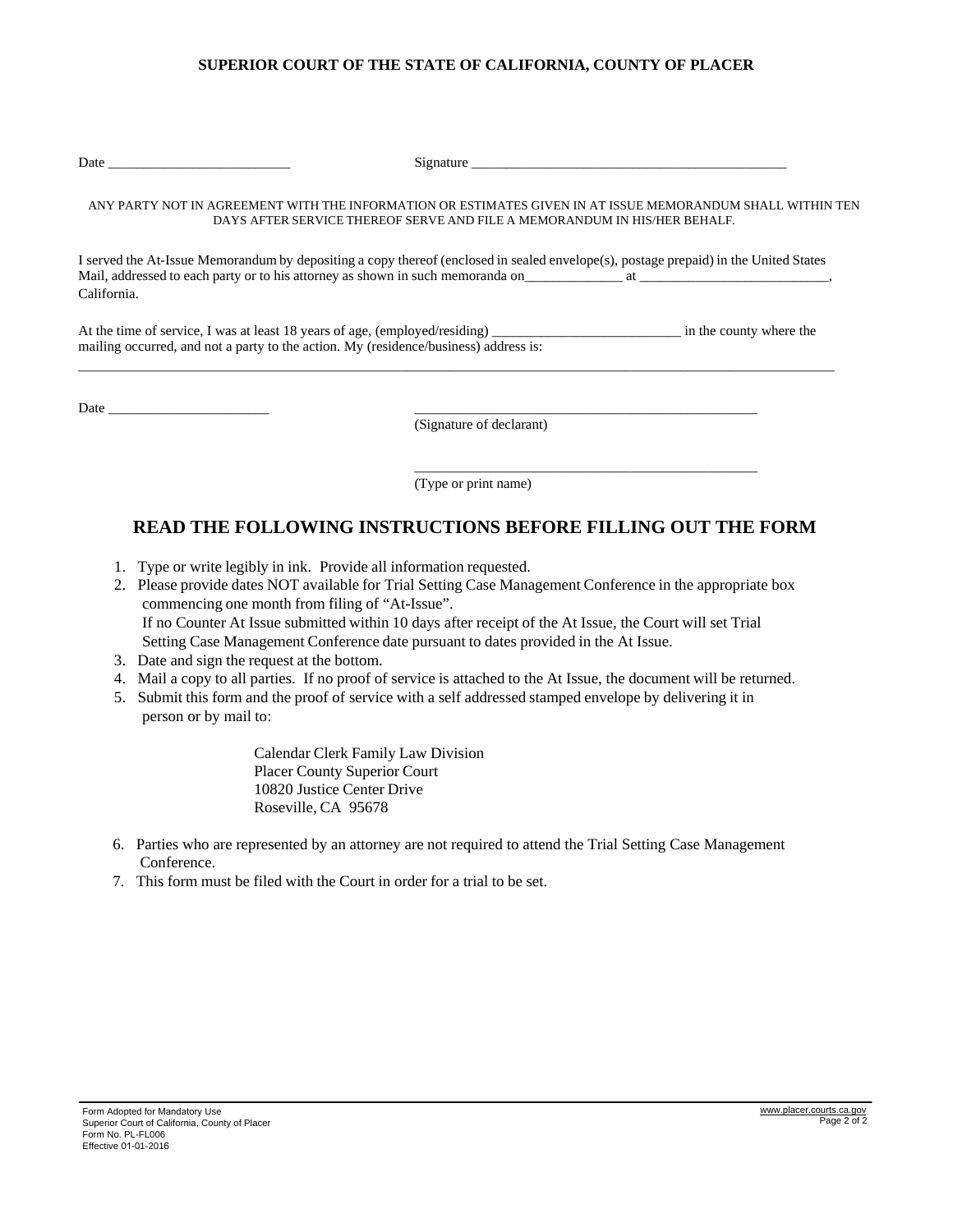**SUPERIOR COURT OF THE STATE OF CALIFORNIA, COUNTY OF PLACER**

Date __________________________ Signature ______________________________________________

ANY PARTY NOT IN AGREEMENT WITH THE INFORMATION OR ESTIMATES GIVEN IN AT ISSUE MEMORANDUM SHALL WITHIN TEN DAYS AFTER SERVICE THEREOF SERVE AND FILE A MEMORANDUM IN HIS/HER BEHALF.

I served the At-Issue Memorandum by depositing a copy thereof (enclosed in sealed envelope(s), postage prepaid) in the United States Mail, addressed to each party or to his attorney as shown in such memoranda on______________ at ___________________________, California.

At the time of service, I was at least 18 years of age, (employed/residing) ___________________________ in the county where the mailing occurred, and not a party to the action. My (residence/business) address is:

___________________________________________________________________________________________________________________

Date _______________________ __________________________________________________
(Signature of declarant)

__________________________________________________
(Type or print name)

## READ THE FOLLOWING INSTRUCTIONS BEFORE FILLING OUT THE FORM

1. Type or write legibly in ink. Provide all information requested.
2. Please provide dates NOT available for Trial Setting Case Management Conference in the appropriate box commencing one month from filing of "At-Issue".
   If no Counter At Issue submitted within 10 days after receipt of the At Issue, the Court will set Trial Setting Case Management Conference date pursuant to dates provided in the At Issue.
3. Date and sign the request at the bottom.
4. Mail a copy to all parties. If no proof of service is attached to the At Issue, the document will be returned.
5. Submit this form and the proof of service with a self addressed stamped envelope by delivering it in person or by mail to:

   Calendar Clerk Family Law Division
   Placer County Superior Court
   10820 Justice Center Drive
   Roseville, CA 95678

6. Parties who are represented by an attorney are not required to attend the Trial Setting Case Management Conference.
7. This form must be filed with the Court in order for a trial to be set.

Form Adopted for Mandatory Use
Superior Court of California, County of Placer
Form No. PL-FL006
Effective 01-01-2016

www.placer.courts.ca.gov